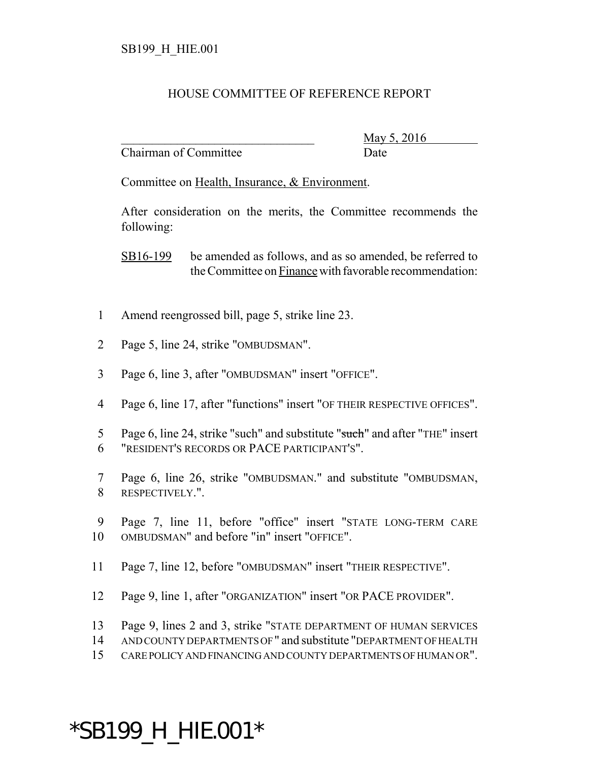SB199_H_HIE.001

HOUSE COMMITTEE OF REFERENCE REPORT

_______________________________ May 5, 2016
Chairman of Committee Date

Committee on Health, Insurance, & Environment.

After consideration on the merits, the Committee recommends the following:

SB16-199 be amended as follows, and as so amended, be referred to the Committee on Finance with favorable recommendation:

1 Amend reengrossed bill, page 5, strike line 23.

2 Page 5, line 24, strike "OMBUDSMAN".

3 Page 6, line 3, after "OMBUDSMAN" insert "OFFICE".

4 Page 6, line 17, after "functions" insert "OF THEIR RESPECTIVE OFFICES".

5 Page 6, line 24, strike "such" and substitute "~~such~~" and after "THE" insert
6 "RESIDENT'S RECORDS OR PACE PARTICIPANT'S".

7 Page 6, line 26, strike "OMBUDSMAN." and substitute "OMBUDSMAN,
8 RESPECTIVELY.".

9 Page 7, line 11, before "office" insert "STATE LONG-TERM CARE
10 OMBUDSMAN" and before "in" insert "OFFICE".

11 Page 7, line 12, before "OMBUDSMAN" insert "THEIR RESPECTIVE".

12 Page 9, line 1, after "ORGANIZATION" insert "OR PACE PROVIDER".

13 Page 9, lines 2 and 3, strike "STATE DEPARTMENT OF HUMAN SERVICES
14 AND COUNTY DEPARTMENTS OF " and substitute "DEPARTMENT OF HEALTH
15 CARE POLICY AND FINANCING AND COUNTY DEPARTMENTS OF HUMAN OR".

*SB199_H_HIE.001*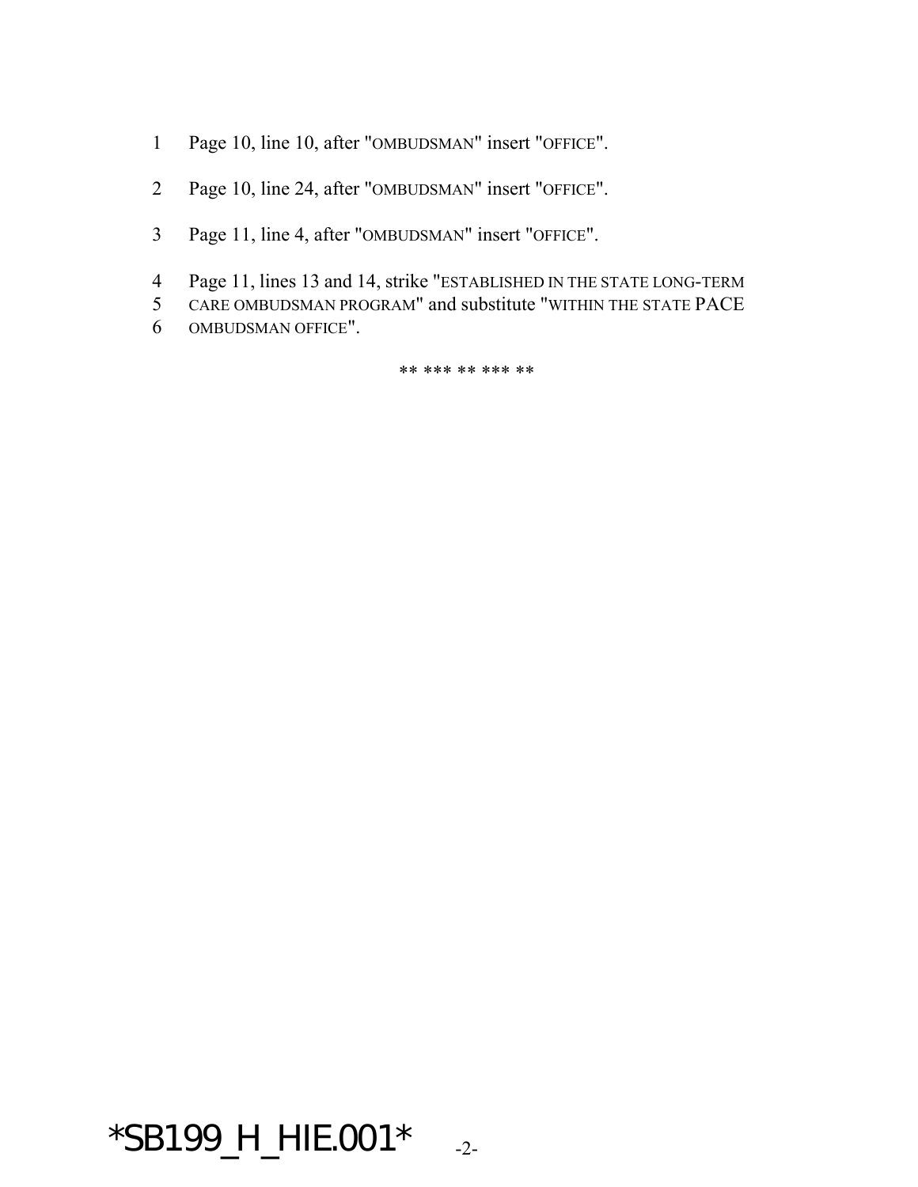Page 10, line 10, after "OMBUDSMAN" insert "OFFICE".

Page 10, line 24, after "OMBUDSMAN" insert "OFFICE".

Page 11, line 4, after "OMBUDSMAN" insert "OFFICE".

Page 11, lines 13 and 14, strike "ESTABLISHED IN THE STATE LONG-TERM CARE OMBUDSMAN PROGRAM" and substitute "WITHIN THE STATE PACE OMBUDSMAN OFFICE".

** *** ** *** **

*SB199_H_HIE.001*